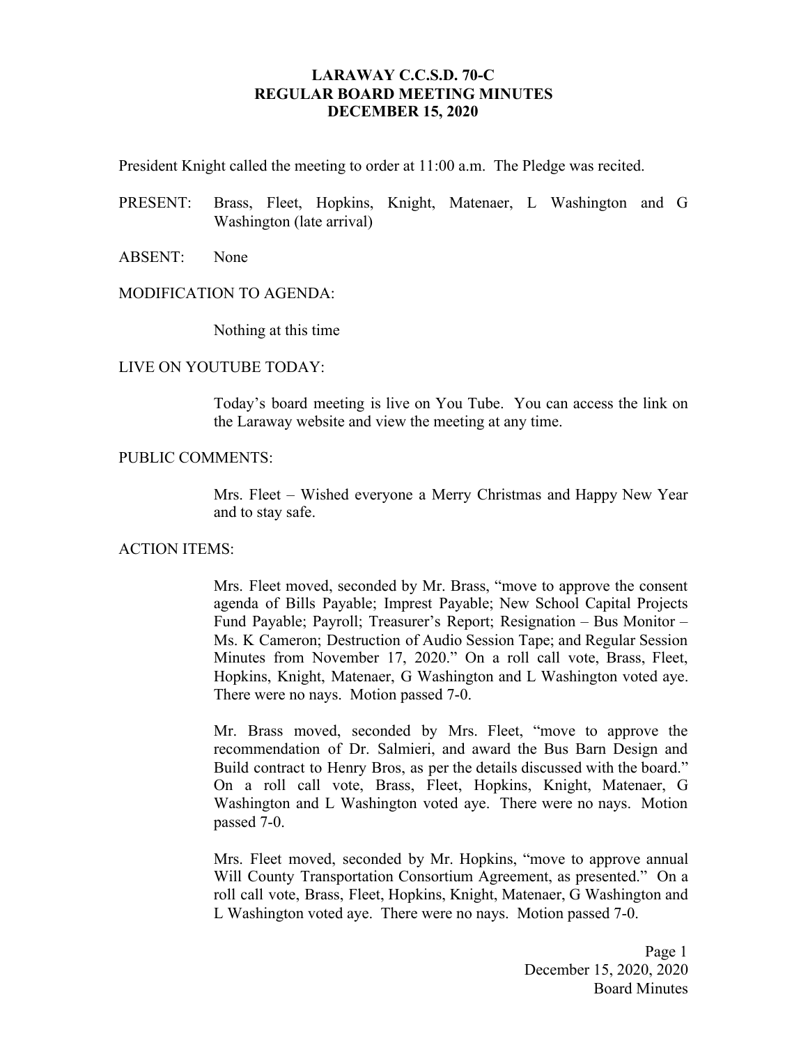# LARAWAY C.C.S.D. 70-C
## REGULAR BOARD MEETING MINUTES
## DECEMBER 15, 2020

President Knight called the meeting to order at 11:00 a.m. The Pledge was recited.

PRESENT: Brass, Fleet, Hopkins, Knight, Matenaer, L Washington and G Washington (late arrival)

ABSENT: None

MODIFICATION TO AGENDA:

Nothing at this time

LIVE ON YOUTUBE TODAY:

Today's board meeting is live on You Tube. You can access the link on the Laraway website and view the meeting at any time.

PUBLIC COMMENTS:

Mrs. Fleet – Wished everyone a Merry Christmas and Happy New Year and to stay safe.

ACTION ITEMS:

Mrs. Fleet moved, seconded by Mr. Brass, "move to approve the consent agenda of Bills Payable; Imprest Payable; New School Capital Projects Fund Payable; Payroll; Treasurer's Report; Resignation – Bus Monitor – Ms. K Cameron; Destruction of Audio Session Tape; and Regular Session Minutes from November 17, 2020." On a roll call vote, Brass, Fleet, Hopkins, Knight, Matenaer, G Washington and L Washington voted aye. There were no nays. Motion passed 7-0.

Mr. Brass moved, seconded by Mrs. Fleet, "move to approve the recommendation of Dr. Salmieri, and award the Bus Barn Design and Build contract to Henry Bros, as per the details discussed with the board." On a roll call vote, Brass, Fleet, Hopkins, Knight, Matenaer, G Washington and L Washington voted aye. There were no nays. Motion passed 7-0.

Mrs. Fleet moved, seconded by Mr. Hopkins, "move to approve annual Will County Transportation Consortium Agreement, as presented." On a roll call vote, Brass, Fleet, Hopkins, Knight, Matenaer, G Washington and L Washington voted aye. There were no nays. Motion passed 7-0.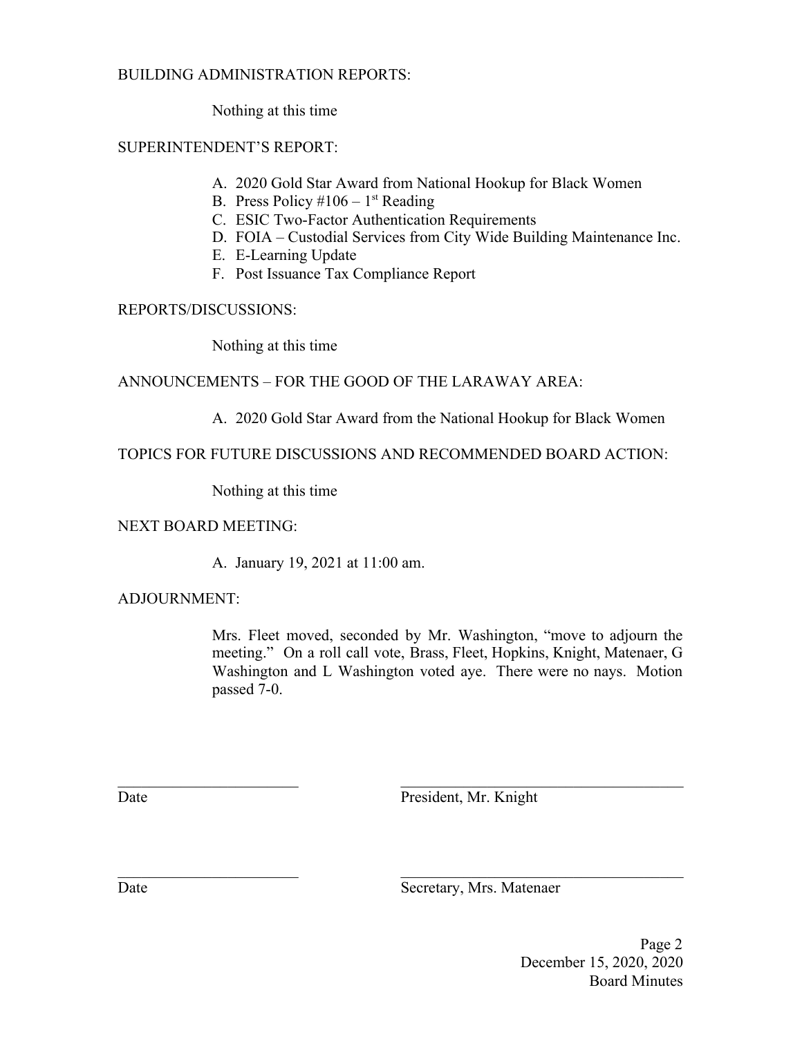BUILDING ADMINISTRATION REPORTS:

Nothing at this time

SUPERINTENDENT'S REPORT:

A. 2020 Gold Star Award from National Hookup for Black Women
B. Press Policy #106 – 1st Reading
C. ESIC Two-Factor Authentication Requirements
D. FOIA – Custodial Services from City Wide Building Maintenance Inc.
E. E-Learning Update
F. Post Issuance Tax Compliance Report

REPORTS/DISCUSSIONS:

Nothing at this time

ANNOUNCEMENTS – FOR THE GOOD OF THE LARAWAY AREA:

A. 2020 Gold Star Award from the National Hookup for Black Women

TOPICS FOR FUTURE DISCUSSIONS AND RECOMMENDED BOARD ACTION:

Nothing at this time

NEXT BOARD MEETING:

A. January 19, 2021 at 11:00 am.

ADJOURNMENT:

Mrs. Fleet moved, seconded by Mr. Washington, "move to adjourn the meeting." On a roll call vote, Brass, Fleet, Hopkins, Knight, Matenaer, G Washington and L Washington voted aye. There were no nays. Motion passed 7-0.

| | |
|---|---|
| \_\_\_\_\_\_\_\_\_\_\_\_\_\_\_\_\_\_\_\_ | \_\_\_\_\_\_\_\_\_\_\_\_\_\_\_\_\_\_\_\_\_\_\_\_\_\_\_\_\_\_ |
| Date | President, Mr. Knight |
| \_\_\_\_\_\_\_\_\_\_\_\_\_\_\_\_\_\_\_\_ | \_\_\_\_\_\_\_\_\_\_\_\_\_\_\_\_\_\_\_\_\_\_\_\_\_\_\_\_\_\_ |
| Date | Secretary, Mrs. Matenaer |

Page 2
December 15, 2020, 2020
Board Minutes